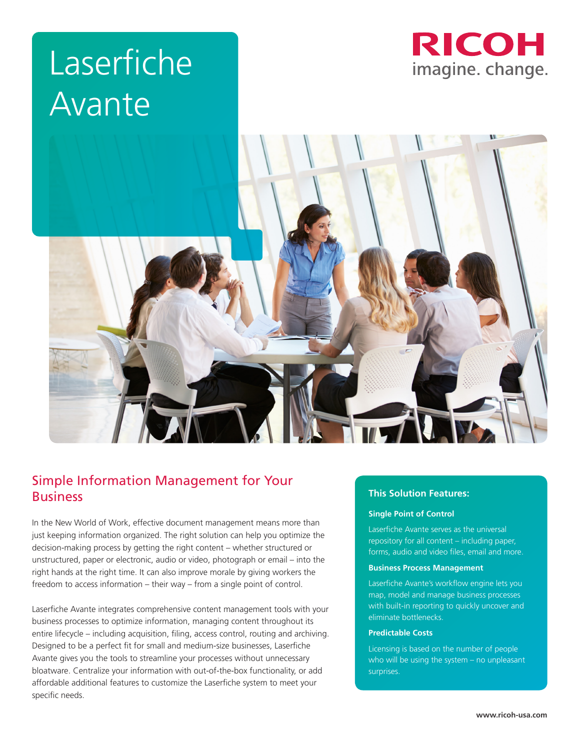# Laserfiche Avante

RICOH
imagine. change.

## Simple Information Management for Your Business

In the New World of Work, effective document management means more than just keeping information organized. The right solution can help you optimize the decision-making process by getting the right content – whether structured or unstructured, paper or electronic, audio or video, photograph or email – into the right hands at the right time. It can also improve morale by giving workers the freedom to access information – their way – from a single point of control.

Laserfiche Avante integrates comprehensive content management tools with your business processes to optimize information, managing content throughout its entire lifecycle – including acquisition, filing, access control, routing and archiving. Designed to be a perfect fit for small and medium-size businesses, Laserfiche Avante gives you the tools to streamline your processes without unnecessary bloatware. Centralize your information with out-of-the-box functionality, or add affordable additional features to customize the Laserfiche system to meet your specific needs.

### This Solution Features:

**Single Point of Control**

Laserfiche Avante serves as the universal repository for all content – including paper, forms, audio and video files, email and more.

**Business Process Management**

Laserfiche Avante's workflow engine lets you map, model and manage business processes with built-in reporting to quickly uncover and eliminate bottlenecks.

**Predictable Costs**

Licensing is based on the number of people who will be using the system – no unpleasant surprises.

www.ricoh-usa.com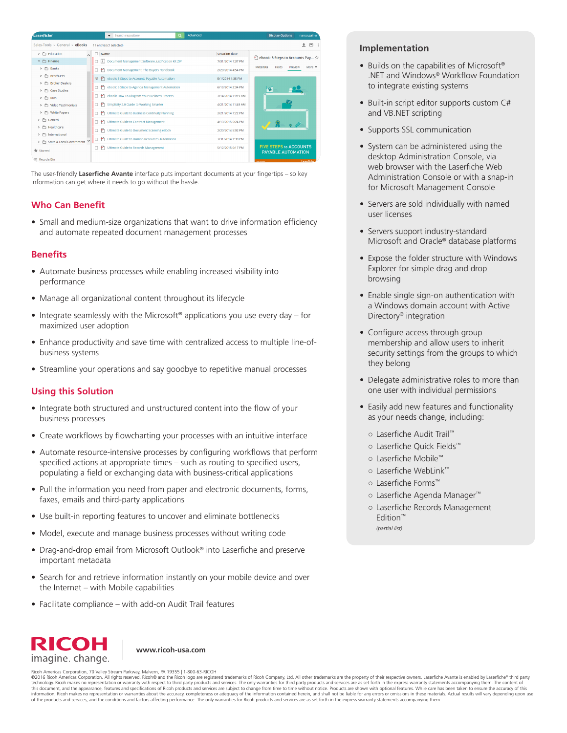The user-friendly **Laserfiche Avante** interface puts important documents at your fingertips – so key information can get where it needs to go without the hassle.

## Who Can Benefit

- Small and medium-size organizations that want to drive information efficiency and automate repeated document management processes

## Benefits

- Automate business processes while enabling increased visibility into performance
- Manage all organizational content throughout its lifecycle
- Integrate seamlessly with the Microsoft® applications you use every day – for maximized user adoption
- Enhance productivity and save time with centralized access to multiple line-of-business systems
- Streamline your operations and say goodbye to repetitive manual processes

## Using this Solution

- Integrate both structured and unstructured content into the flow of your business processes
- Create workflows by flowcharting your processes with an intuitive interface
- Automate resource-intensive processes by configuring workflows that perform specified actions at appropriate times – such as routing to specified users, populating a field or exchanging data with business-critical applications
- Pull the information you need from paper and electronic documents, forms, faxes, emails and third-party applications
- Use built-in reporting features to uncover and eliminate bottlenecks
- Model, execute and manage business processes without writing code
- Drag-and-drop email from Microsoft Outlook® into Laserfiche and preserve important metadata
- Search for and retrieve information instantly on your mobile device and over the Internet – with Mobile capabilities
- Facilitate compliance – with add-on Audit Trail features

## Implementation

- Builds on the capabilities of Microsoft® .NET and Windows® Workflow Foundation to integrate existing systems
- Built-in script editor supports custom C# and VB.NET scripting
- Supports SSL communication
- System can be administered using the desktop Administration Console, via web browser with the Laserfiche Web Administration Console or with a snap-in for Microsoft Management Console
- Servers are sold individually with named user licenses
- Servers support industry-standard Microsoft and Oracle® database platforms
- Expose the folder structure with Windows Explorer for simple drag and drop browsing
- Enable single sign-on authentication with a Windows domain account with Active Directory® integration
- Configure access through group membership and allow users to inherit security settings from the groups to which they belong
- Delegate administrative roles to more than one user with individual permissions
- Easily add new features and functionality as your needs change, including:
  - Laserfiche Audit Trail™
  - Laserfiche Quick Fields™
  - Laserfiche Mobile™
  - Laserfiche WebLink™
  - Laserfiche Forms™
  - Laserfiche Agenda Manager™
  - Laserfiche Records Management Edition™

  *(partial list)*

RICOH imagine. change.

**www.ricoh-usa.com**

Ricoh Americas Corporation, 70 Valley Stream Parkway, Malvern, PA 19355 | 1-800-63-RICOH
©2016 Ricoh Americas Corporation. All rights reserved. Ricoh® and the Ricoh logo are registered trademarks of Ricoh Company, Ltd. All other trademarks are the property of their respective owners. Laserfiche Avante is enabled by Laserfiche® third party technology. Ricoh makes no representation or warranty with respect to third party products and services. The only warranties for third party products and services are as set forth in the express warranty statements accompanying them. The content of this document, and the appearance, features and specifications of Ricoh products and services are subject to change from time to time without notice. Products are shown with optional features. While care has been taken to ensure the accuracy of this information, Ricoh makes no representation or warranties about the accuracy, completeness or adequacy of the information contained herein, and shall not be liable for any errors or omissions in these materials. Actual results will vary depending upon use of the products and services, and the conditions and factors affecting performance. The only warranties for Ricoh products and services are as set forth in the express warranty statements accompanying them.